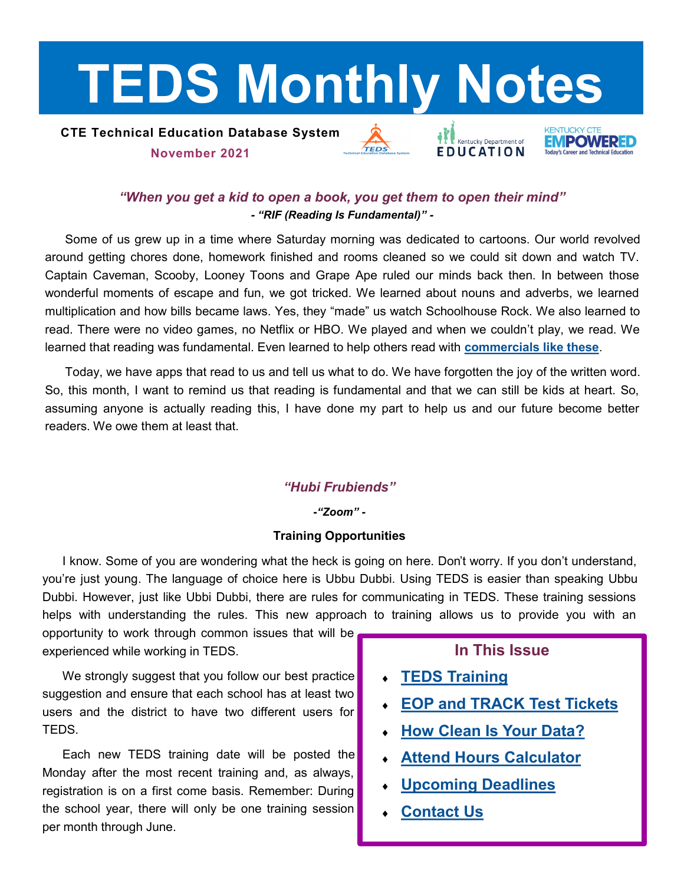# TEDS Monthly Notes

**CTE Technical Education Database System**

**November 2021**

***"When you get a kid to open a book, you get them to open their mind"***

***- "RIF (Reading Is Fundamental)" -***

Some of us grew up in a time where Saturday morning was dedicated to cartoons. Our world revolved around getting chores done, homework finished and rooms cleaned so we could sit down and watch TV. Captain Caveman, Scooby, Looney Toons and Grape Ape ruled our minds back then. In between those wonderful moments of escape and fun, we got tricked. We learned about nouns and adverbs, we learned multiplication and how bills became laws. Yes, they "made" us watch Schoolhouse Rock. We also learned to read. There were no video games, no Netflix or HBO. We played and when we couldn't play, we read. We learned that reading was fundamental. Even learned to help others read with **commercials like these**.

Today, we have apps that read to us and tell us what to do. We have forgotten the joy of the written word. So, this month, I want to remind us that reading is fundamental and that we can still be kids at heart. So, assuming anyone is actually reading this, I have done my part to help us and our future become better readers. We owe them at least that.

***"Hubi Frubiends"***

***-"Zoom" -***

**Training Opportunities**

I know. Some of you are wondering what the heck is going on here. Don't worry. If you don't understand, you're just young. The language of choice here is Ubbu Dubbi. Using TEDS is easier than speaking Ubbu Dubbi. However, just like Ubbi Dubbi, there are rules for communicating in TEDS. These training sessions helps with understanding the rules. This new approach to training allows us to provide you with an opportunity to work through common issues that will be experienced while working in TEDS.

We strongly suggest that you follow our best practice suggestion and ensure that each school has at least two users and the district to have two different users for TEDS.

Each new TEDS training date will be posted the Monday after the most recent training and, as always, registration is on a first come basis. Remember: During the school year, there will only be one training session per month through June.

**In This Issue**

- **TEDS Training**
- **EOP and TRACK Test Tickets**
- **How Clean Is Your Data?**
- **Attend Hours Calculator**
- **Upcoming Deadlines**
- **Contact Us**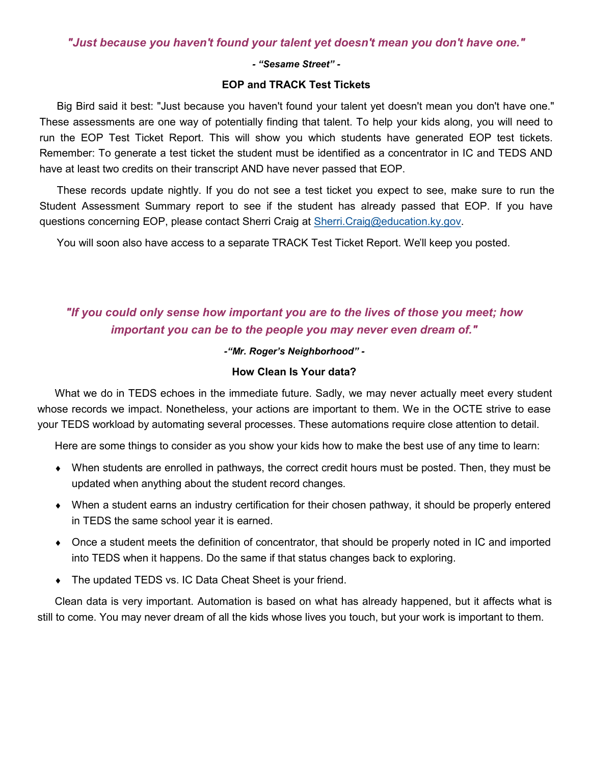***"Just because you haven't found your talent yet doesn't mean you don't have one."***

***- "Sesame Street" -***

## EOP and TRACK Test Tickets

Big Bird said it best: "Just because you haven't found your talent yet doesn't mean you don't have one." These assessments are one way of potentially finding that talent. To help your kids along, you will need to run the EOP Test Ticket Report. This will show you which students have generated EOP test tickets. Remember: To generate a test ticket the student must be identified as a concentrator in IC and TEDS AND have at least two credits on their transcript AND have never passed that EOP.

These records update nightly. If you do not see a test ticket you expect to see, make sure to run the Student Assessment Summary report to see if the student has already passed that EOP. If you have questions concerning EOP, please contact Sherri Craig at [Sherri.Craig@education.ky.gov](mailto:Sherri.Craig@education.ky.gov).

You will soon also have access to a separate TRACK Test Ticket Report. We'll keep you posted.

***"If you could only sense how important you are to the lives of those you meet; how important you can be to the people you may never even dream of."***

***-"Mr. Roger's Neighborhood" -***

## How Clean Is Your data?

What we do in TEDS echoes in the immediate future. Sadly, we may never actually meet every student whose records we impact. Nonetheless, your actions are important to them. We in the OCTE strive to ease your TEDS workload by automating several processes. These automations require close attention to detail.

Here are some things to consider as you show your kids how to make the best use of any time to learn:

- When students are enrolled in pathways, the correct credit hours must be posted. Then, they must be updated when anything about the student record changes.
- When a student earns an industry certification for their chosen pathway, it should be properly entered in TEDS the same school year it is earned.
- Once a student meets the definition of concentrator, that should be properly noted in IC and imported into TEDS when it happens. Do the same if that status changes back to exploring.
- The updated TEDS vs. IC Data Cheat Sheet is your friend.

Clean data is very important. Automation is based on what has already happened, but it affects what is still to come. You may never dream of all the kids whose lives you touch, but your work is important to them.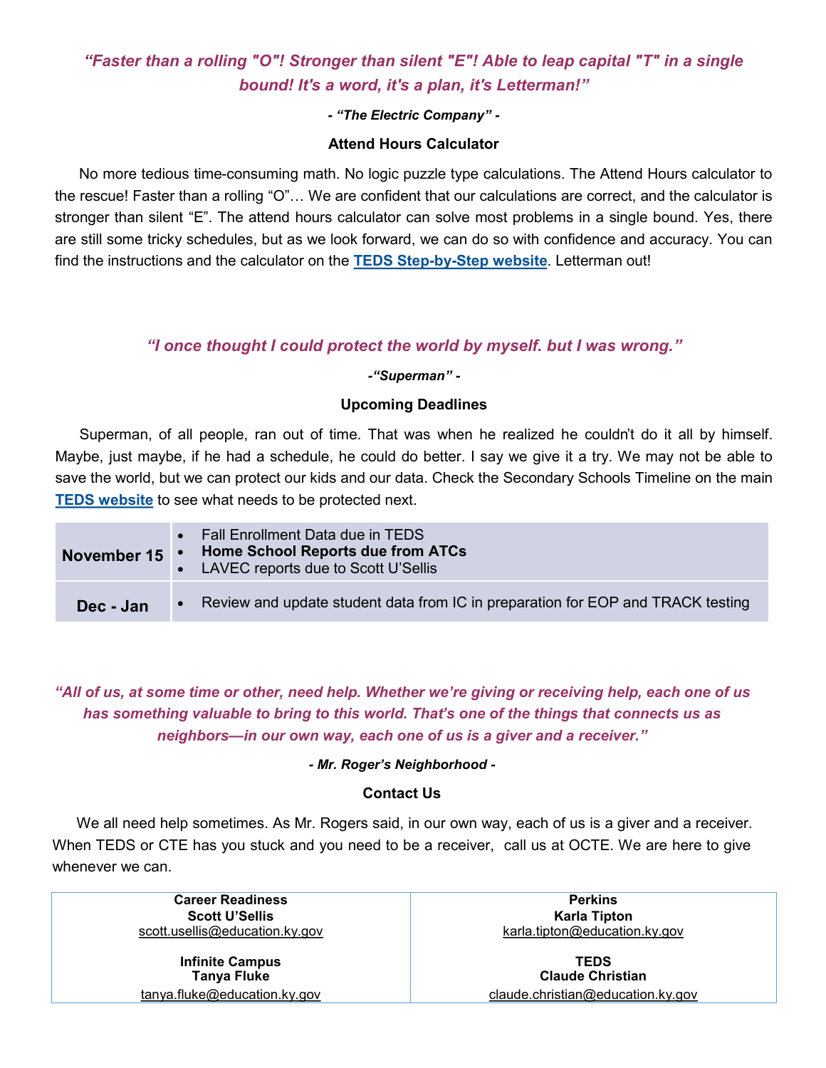***"Faster than a rolling "O"! Stronger than silent "E"! Able to leap capital "T" in a single bound! It's a word, it's a plan, it's Letterman!"***

***- "The Electric Company" -***

## Attend Hours Calculator

No more tedious time-consuming math. No logic puzzle type calculations. The Attend Hours calculator to the rescue! Faster than a rolling "O"… We are confident that our calculations are correct, and the calculator is stronger than silent "E". The attend hours calculator can solve most problems in a single bound. Yes, there are still some tricky schedules, but as we look forward, we can do so with confidence and accuracy. You can find the instructions and the calculator on the **TEDS Step-by-Step website**. Letterman out!

***"I once thought I could protect the world by myself. but I was wrong."***

***-"Superman" -***

## Upcoming Deadlines

Superman, of all people, ran out of time. That was when he realized he couldn't do it all by himself. Maybe, just maybe, if he had a schedule, he could do better. I say we give it a try. We may not be able to save the world, but we can protect our kids and our data. Check the Secondary Schools Timeline on the main **TEDS website** to see what needs to be protected next.

| | |
|---|---|
| **November 15** | • Fall Enrollment Data due in TEDS<br>• **Home School Reports due from ATCs**<br>• LAVEC reports due to Scott U'Sellis |
| **Dec - Jan** | • Review and update student data from IC in preparation for EOP and TRACK testing |

***"All of us, at some time or other, need help. Whether we're giving or receiving help, each one of us has something valuable to bring to this world. That's one of the things that connects us as neighbors—in our own way, each one of us is a giver and a receiver."***

***- Mr. Roger's Neighborhood -***

## Contact Us

We all need help sometimes. As Mr. Rogers said, in our own way, each of us is a giver and a receiver. When TEDS or CTE has you stuck and you need to be a receiver, call us at OCTE. We are here to give whenever we can.

| | |
|---|---|
| **Career Readiness**<br>**Scott U'Sellis**<br>scott.usellis@education.ky.gov | **Perkins**<br>**Karla Tipton**<br>karla.tipton@education.ky.gov |
| **Infinite Campus**<br>**Tanya Fluke**<br>tanya.fluke@education.ky.gov | **TEDS**<br>**Claude Christian**<br>claude.christian@education.ky.gov |